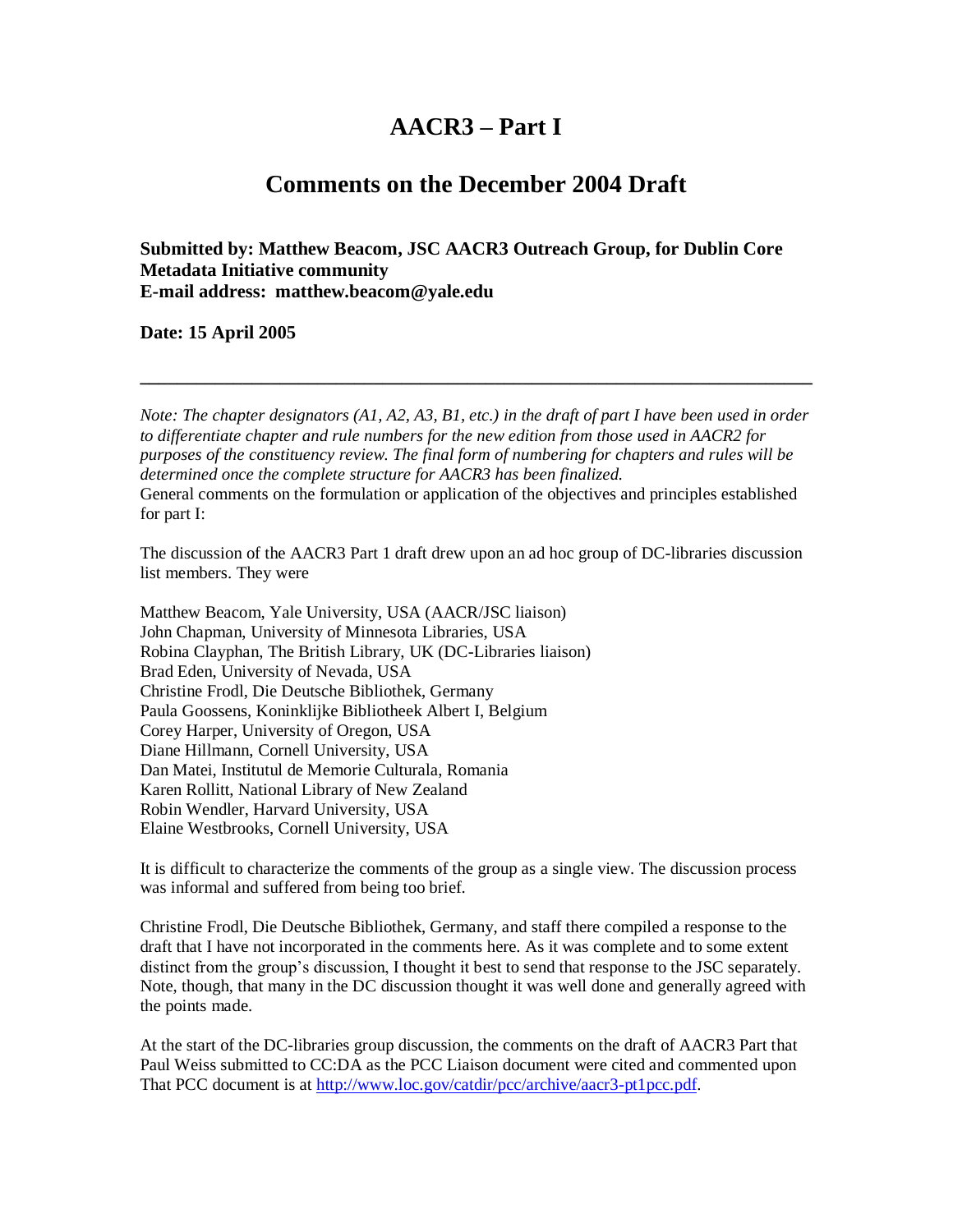# AACR3 – Part I

## Comments on the December 2004 Draft

**Submitted by: Matthew Beacom, JSC AACR3 Outreach Group, for Dublin Core Metadata Initiative community**
**E-mail address: matthew.beacom@yale.edu**

**Date: 15 April 2005**

---

*Note: The chapter designators (A1, A2, A3, B1, etc.) in the draft of part I have been used in order to differentiate chapter and rule numbers for the new edition from those used in AACR2 for purposes of the constituency review. The final form of numbering for chapters and rules will be determined once the complete structure for AACR3 has been finalized.*

General comments on the formulation or application of the objectives and principles established for part I:

The discussion of the AACR3 Part 1 draft drew upon an ad hoc group of DC-libraries discussion list members. They were

Matthew Beacom, Yale University, USA (AACR/JSC liaison)
John Chapman, University of Minnesota Libraries, USA
Robina Clayphan, The British Library, UK (DC-Libraries liaison)
Brad Eden, University of Nevada, USA
Christine Frodl, Die Deutsche Bibliothek, Germany
Paula Goossens, Koninklijke Bibliotheek Albert I, Belgium
Corey Harper, University of Oregon, USA
Diane Hillmann, Cornell University, USA
Dan Matei, Institutul de Memorie Culturala, Romania
Karen Rollitt, National Library of New Zealand
Robin Wendler, Harvard University, USA
Elaine Westbrooks, Cornell University, USA

It is difficult to characterize the comments of the group as a single view. The discussion process was informal and suffered from being too brief.

Christine Frodl, Die Deutsche Bibliothek, Germany, and staff there compiled a response to the draft that I have not incorporated in the comments here. As it was complete and to some extent distinct from the group's discussion, I thought it best to send that response to the JSC separately. Note, though, that many in the DC discussion thought it was well done and generally agreed with the points made.

At the start of the DC-libraries group discussion, the comments on the draft of AACR3 Part that Paul Weiss submitted to CC:DA as the PCC Liaison document were cited and commented upon That PCC document is at [http://www.loc.gov/catdir/pcc/archive/aacr3-pt1pcc.pdf](http://www.loc.gov/catdir/pcc/archive/aacr3-pt1pcc.pdf).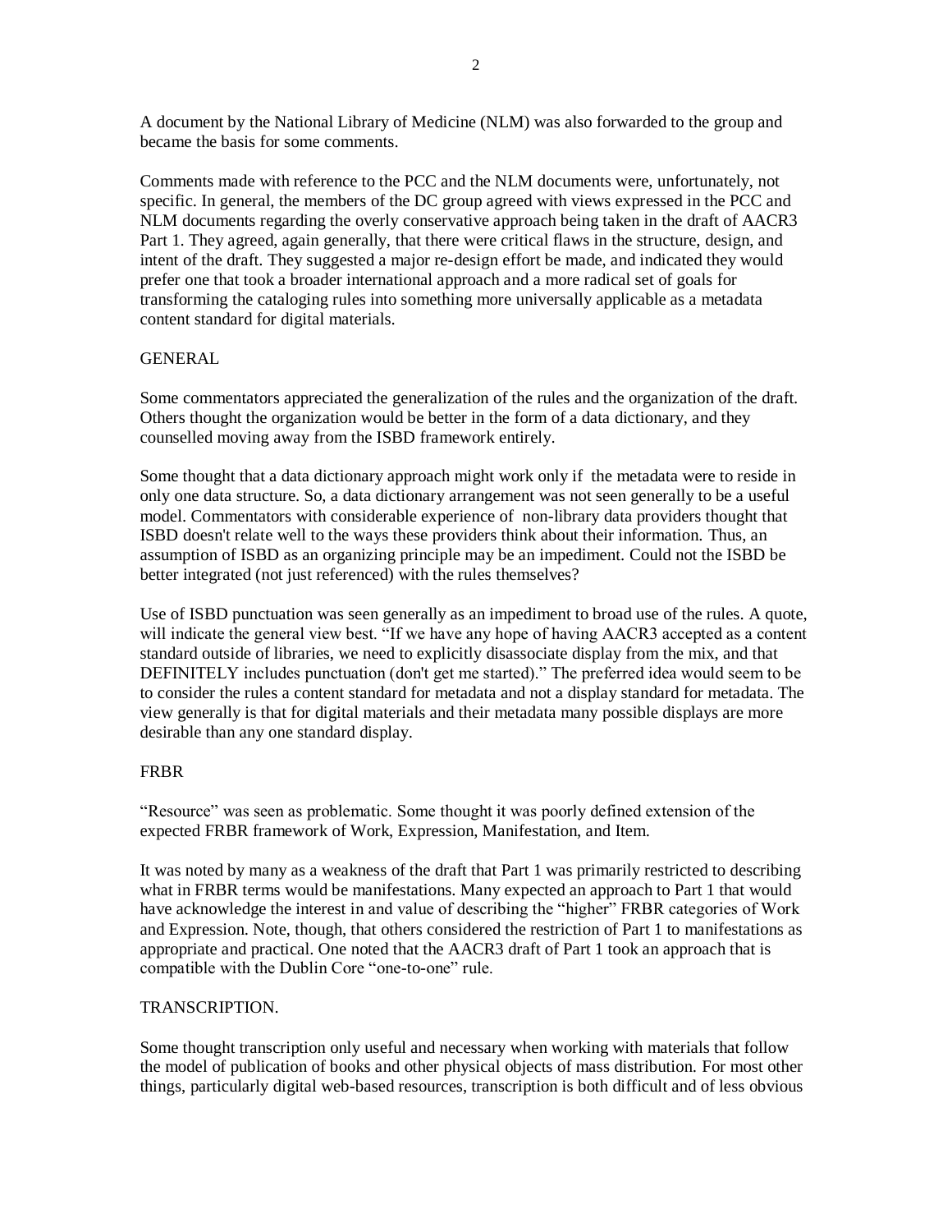A document by the National Library of Medicine (NLM) was also forwarded to the group and became the basis for some comments.

Comments made with reference to the PCC and the NLM documents were, unfortunately, not specific. In general, the members of the DC group agreed with views expressed in the PCC and NLM documents regarding the overly conservative approach being taken in the draft of AACR3 Part 1. They agreed, again generally, that there were critical flaws in the structure, design, and intent of the draft. They suggested a major re-design effort be made, and indicated they would prefer one that took a broader international approach and a more radical set of goals for transforming the cataloging rules into something more universally applicable as a metadata content standard for digital materials.

## GENERAL

Some commentators appreciated the generalization of the rules and the organization of the draft. Others thought the organization would be better in the form of a data dictionary, and they counselled moving away from the ISBD framework entirely.

Some thought that a data dictionary approach might work only if the metadata were to reside in only one data structure. So, a data dictionary arrangement was not seen generally to be a useful model. Commentators with considerable experience of non-library data providers thought that ISBD doesn't relate well to the ways these providers think about their information. Thus, an assumption of ISBD as an organizing principle may be an impediment. Could not the ISBD be better integrated (not just referenced) with the rules themselves?

Use of ISBD punctuation was seen generally as an impediment to broad use of the rules. A quote, will indicate the general view best. "If we have any hope of having AACR3 accepted as a content standard outside of libraries, we need to explicitly disassociate display from the mix, and that DEFINITELY includes punctuation (don't get me started)." The preferred idea would seem to be to consider the rules a content standard for metadata and not a display standard for metadata. The view generally is that for digital materials and their metadata many possible displays are more desirable than any one standard display.

## FRBR

"Resource" was seen as problematic. Some thought it was poorly defined extension of the expected FRBR framework of Work, Expression, Manifestation, and Item.

It was noted by many as a weakness of the draft that Part 1 was primarily restricted to describing what in FRBR terms would be manifestations. Many expected an approach to Part 1 that would have acknowledge the interest in and value of describing the "higher" FRBR categories of Work and Expression. Note, though, that others considered the restriction of Part 1 to manifestations as appropriate and practical. One noted that the AACR3 draft of Part 1 took an approach that is compatible with the Dublin Core "one-to-one" rule.

## TRANSCRIPTION.

Some thought transcription only useful and necessary when working with materials that follow the model of publication of books and other physical objects of mass distribution. For most other things, particularly digital web-based resources, transcription is both difficult and of less obvious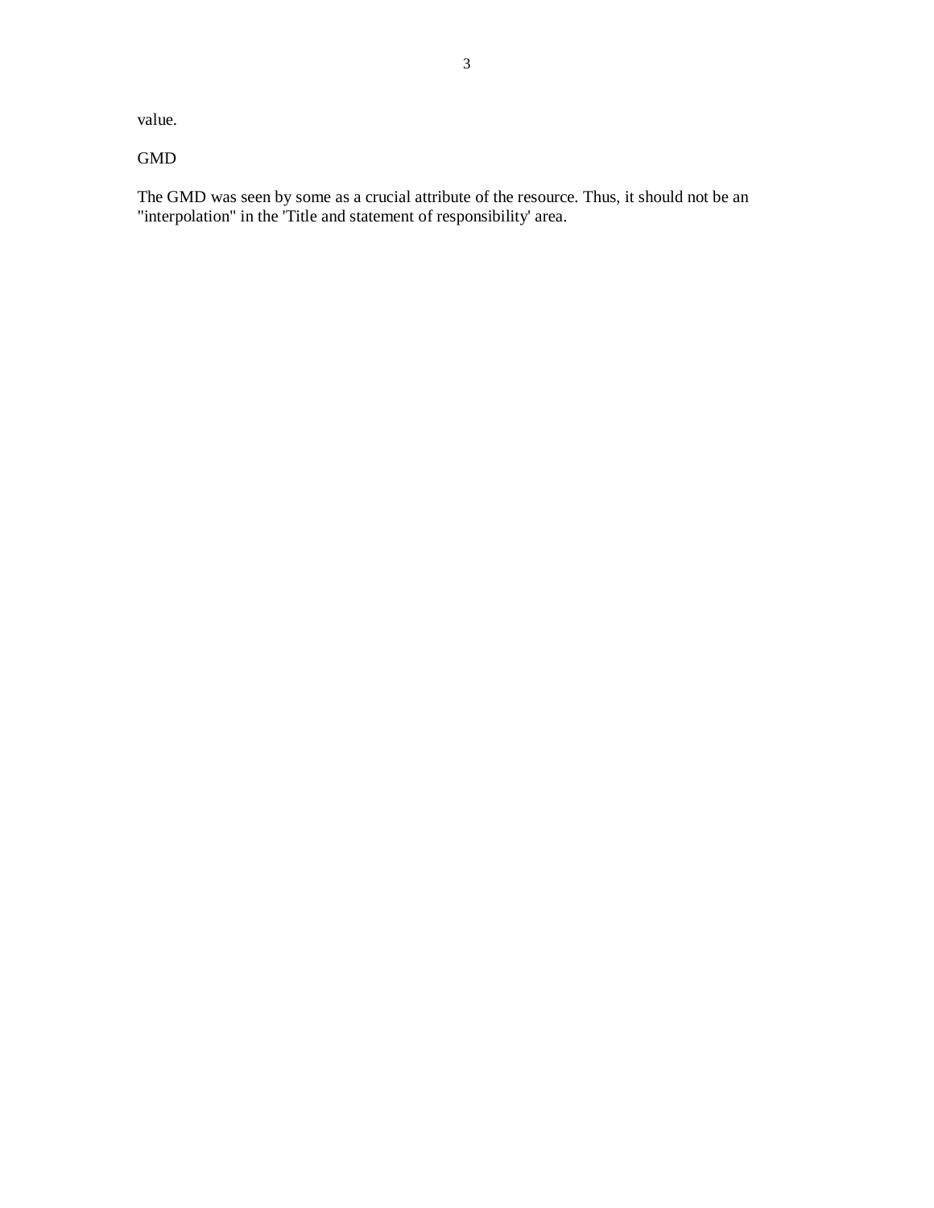value.

GMD

The GMD was seen by some as a crucial attribute of the resource. Thus, it should not be an "interpolation" in the 'Title and statement of responsibility' area.